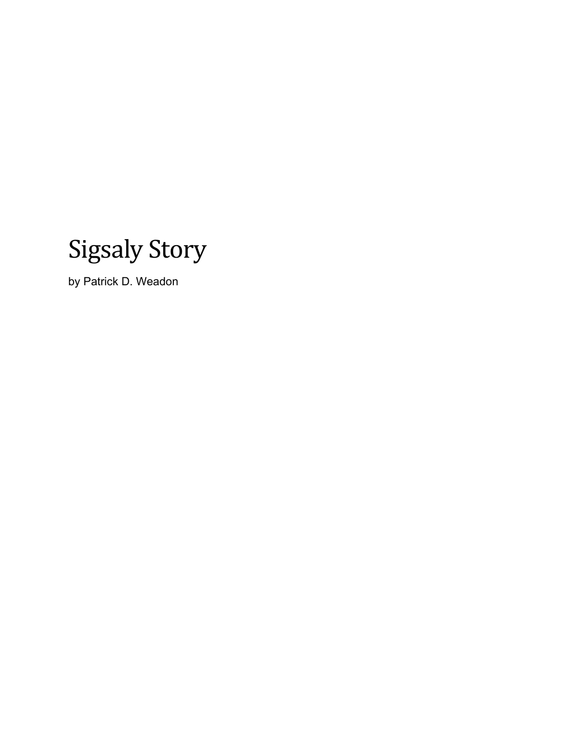# Sigsaly Story

by Patrick D. Weadon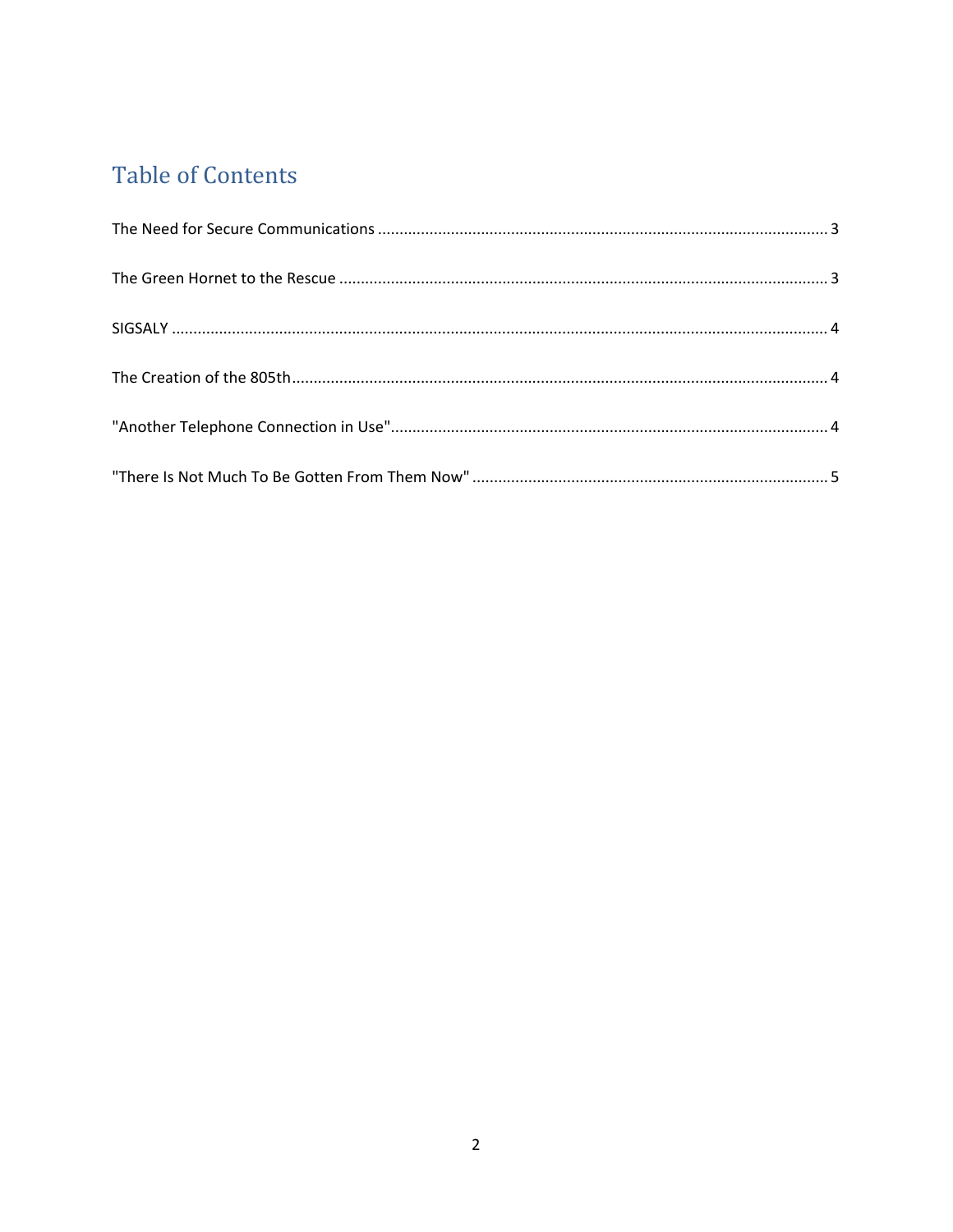# Table of Contents

The Need for Secure Communications ........................................................................................................ 3

The Green Hornet to the Rescue ................................................................................................................ 3

SIGSALY ....................................................................................................................................................... 4

The Creation of the 805th ........................................................................................................................... 4

"Another Telephone Connection in Use" .................................................................................................... 4

"There Is Not Much To Be Gotten From Them Now" .................................................................................. 5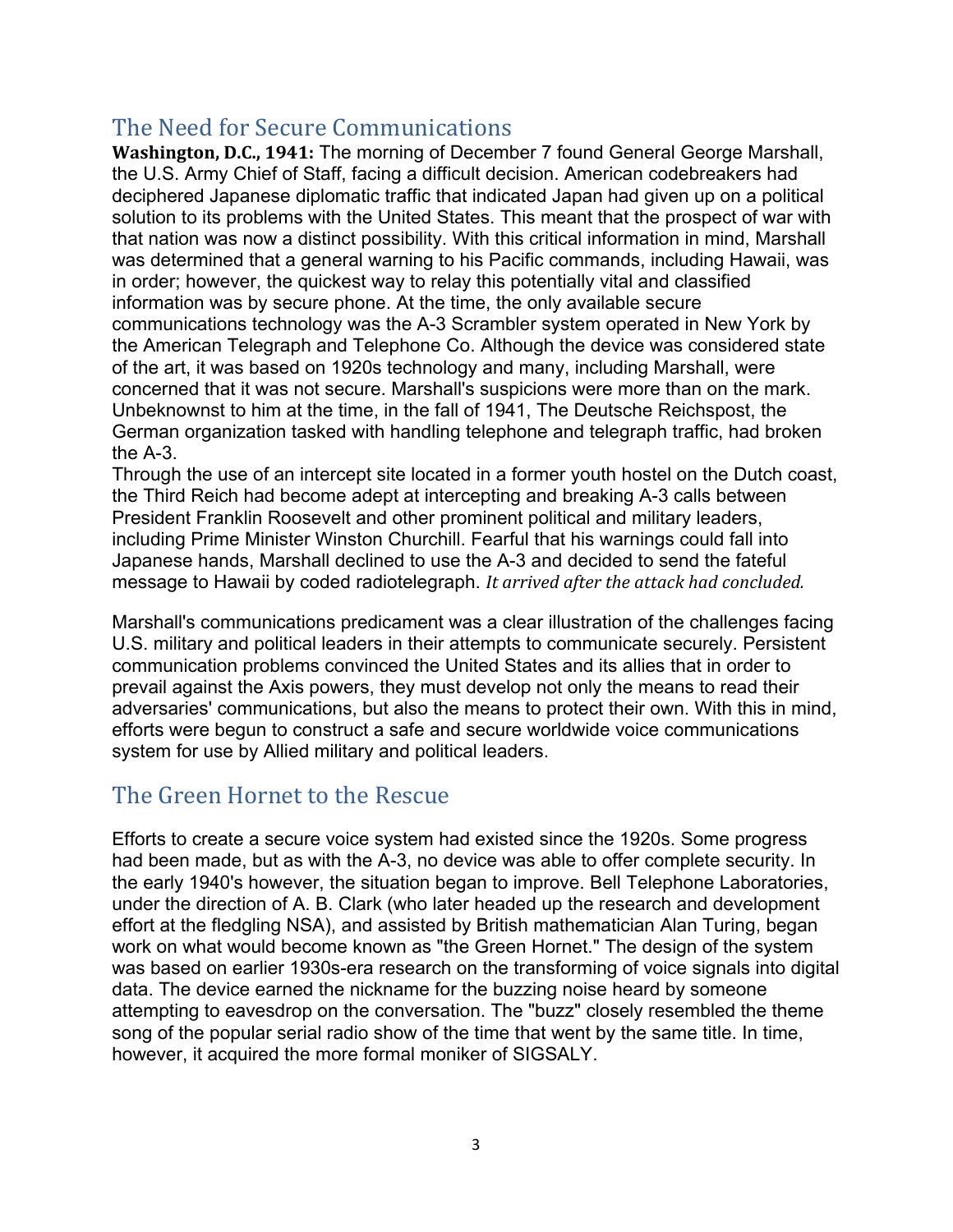## The Need for Secure Communications

**Washington, D.C., 1941:** The morning of December 7 found General George Marshall, the U.S. Army Chief of Staff, facing a difficult decision. American codebreakers had deciphered Japanese diplomatic traffic that indicated Japan had given up on a political solution to its problems with the United States. This meant that the prospect of war with that nation was now a distinct possibility. With this critical information in mind, Marshall was determined that a general warning to his Pacific commands, including Hawaii, was in order; however, the quickest way to relay this potentially vital and classified information was by secure phone. At the time, the only available secure communications technology was the A-3 Scrambler system operated in New York by the American Telegraph and Telephone Co. Although the device was considered state of the art, it was based on 1920s technology and many, including Marshall, were concerned that it was not secure. Marshall's suspicions were more than on the mark. Unbeknownst to him at the time, in the fall of 1941, The Deutsche Reichspost, the German organization tasked with handling telephone and telegraph traffic, had broken the A-3.

Through the use of an intercept site located in a former youth hostel on the Dutch coast, the Third Reich had become adept at intercepting and breaking A-3 calls between President Franklin Roosevelt and other prominent political and military leaders, including Prime Minister Winston Churchill. Fearful that his warnings could fall into Japanese hands, Marshall declined to use the A-3 and decided to send the fateful message to Hawaii by coded radiotelegraph. *It arrived after the attack had concluded.*

Marshall's communications predicament was a clear illustration of the challenges facing U.S. military and political leaders in their attempts to communicate securely. Persistent communication problems convinced the United States and its allies that in order to prevail against the Axis powers, they must develop not only the means to read their adversaries' communications, but also the means to protect their own. With this in mind, efforts were begun to construct a safe and secure worldwide voice communications system for use by Allied military and political leaders.

## The Green Hornet to the Rescue

Efforts to create a secure voice system had existed since the 1920s. Some progress had been made, but as with the A-3, no device was able to offer complete security. In the early 1940's however, the situation began to improve. Bell Telephone Laboratories, under the direction of A. B. Clark (who later headed up the research and development effort at the fledgling NSA), and assisted by British mathematician Alan Turing, began work on what would become known as "the Green Hornet." The design of the system was based on earlier 1930s-era research on the transforming of voice signals into digital data. The device earned the nickname for the buzzing noise heard by someone attempting to eavesdrop on the conversation. The "buzz" closely resembled the theme song of the popular serial radio show of the time that went by the same title. In time, however, it acquired the more formal moniker of SIGSALY.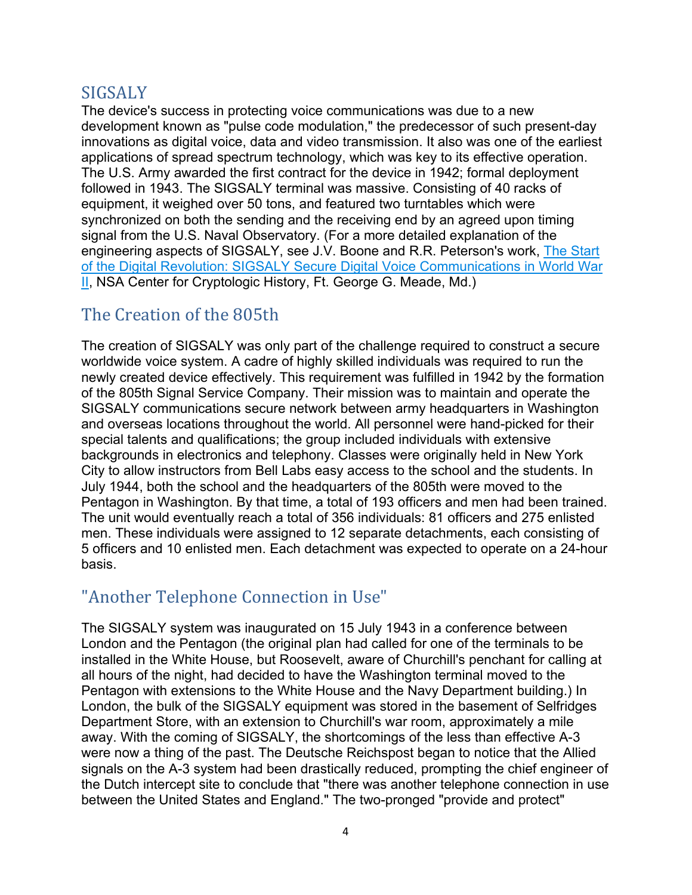## SIGSALY

The device's success in protecting voice communications was due to a new development known as "pulse code modulation," the predecessor of such present-day innovations as digital voice, data and video transmission. It also was one of the earliest applications of spread spectrum technology, which was key to its effective operation. The U.S. Army awarded the first contract for the device in 1942; formal deployment followed in 1943. The SIGSALY terminal was massive. Consisting of 40 racks of equipment, it weighed over 50 tons, and featured two turntables which were synchronized on both the sending and the receiving end by an agreed upon timing signal from the U.S. Naval Observatory. (For a more detailed explanation of the engineering aspects of SIGSALY, see J.V. Boone and R.R. Peterson's work, The Start of the Digital Revolution: SIGSALY Secure Digital Voice Communications in World War II, NSA Center for Cryptologic History, Ft. George G. Meade, Md.)

## The Creation of the 805th

The creation of SIGSALY was only part of the challenge required to construct a secure worldwide voice system. A cadre of highly skilled individuals was required to run the newly created device effectively. This requirement was fulfilled in 1942 by the formation of the 805th Signal Service Company. Their mission was to maintain and operate the SIGSALY communications secure network between army headquarters in Washington and overseas locations throughout the world. All personnel were hand-picked for their special talents and qualifications; the group included individuals with extensive backgrounds in electronics and telephony. Classes were originally held in New York City to allow instructors from Bell Labs easy access to the school and the students. In July 1944, both the school and the headquarters of the 805th were moved to the Pentagon in Washington. By that time, a total of 193 officers and men had been trained. The unit would eventually reach a total of 356 individuals: 81 officers and 275 enlisted men. These individuals were assigned to 12 separate detachments, each consisting of 5 officers and 10 enlisted men. Each detachment was expected to operate on a 24-hour basis.

## "Another Telephone Connection in Use"

The SIGSALY system was inaugurated on 15 July 1943 in a conference between London and the Pentagon (the original plan had called for one of the terminals to be installed in the White House, but Roosevelt, aware of Churchill's penchant for calling at all hours of the night, had decided to have the Washington terminal moved to the Pentagon with extensions to the White House and the Navy Department building.) In London, the bulk of the SIGSALY equipment was stored in the basement of Selfridges Department Store, with an extension to Churchill's war room, approximately a mile away. With the coming of SIGSALY, the shortcomings of the less than effective A-3 were now a thing of the past. The Deutsche Reichspost began to notice that the Allied signals on the A-3 system had been drastically reduced, prompting the chief engineer of the Dutch intercept site to conclude that "there was another telephone connection in use between the United States and England." The two-pronged "provide and protect"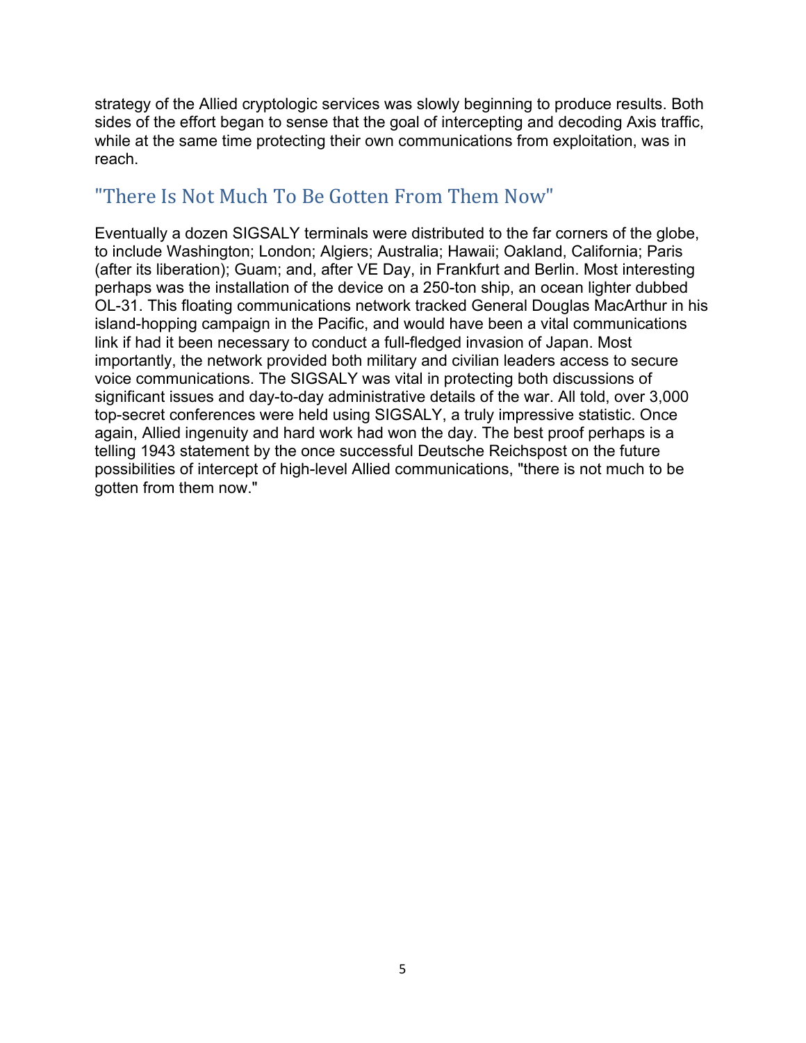strategy of the Allied cryptologic services was slowly beginning to produce results. Both sides of the effort began to sense that the goal of intercepting and decoding Axis traffic, while at the same time protecting their own communications from exploitation, was in reach.

## "There Is Not Much To Be Gotten From Them Now"

Eventually a dozen SIGSALY terminals were distributed to the far corners of the globe, to include Washington; London; Algiers; Australia; Hawaii; Oakland, California; Paris (after its liberation); Guam; and, after VE Day, in Frankfurt and Berlin. Most interesting perhaps was the installation of the device on a 250-ton ship, an ocean lighter dubbed OL-31. This floating communications network tracked General Douglas MacArthur in his island-hopping campaign in the Pacific, and would have been a vital communications link if had it been necessary to conduct a full-fledged invasion of Japan. Most importantly, the network provided both military and civilian leaders access to secure voice communications. The SIGSALY was vital in protecting both discussions of significant issues and day-to-day administrative details of the war. All told, over 3,000 top-secret conferences were held using SIGSALY, a truly impressive statistic. Once again, Allied ingenuity and hard work had won the day. The best proof perhaps is a telling 1943 statement by the once successful Deutsche Reichspost on the future possibilities of intercept of high-level Allied communications, "there is not much to be gotten from them now."